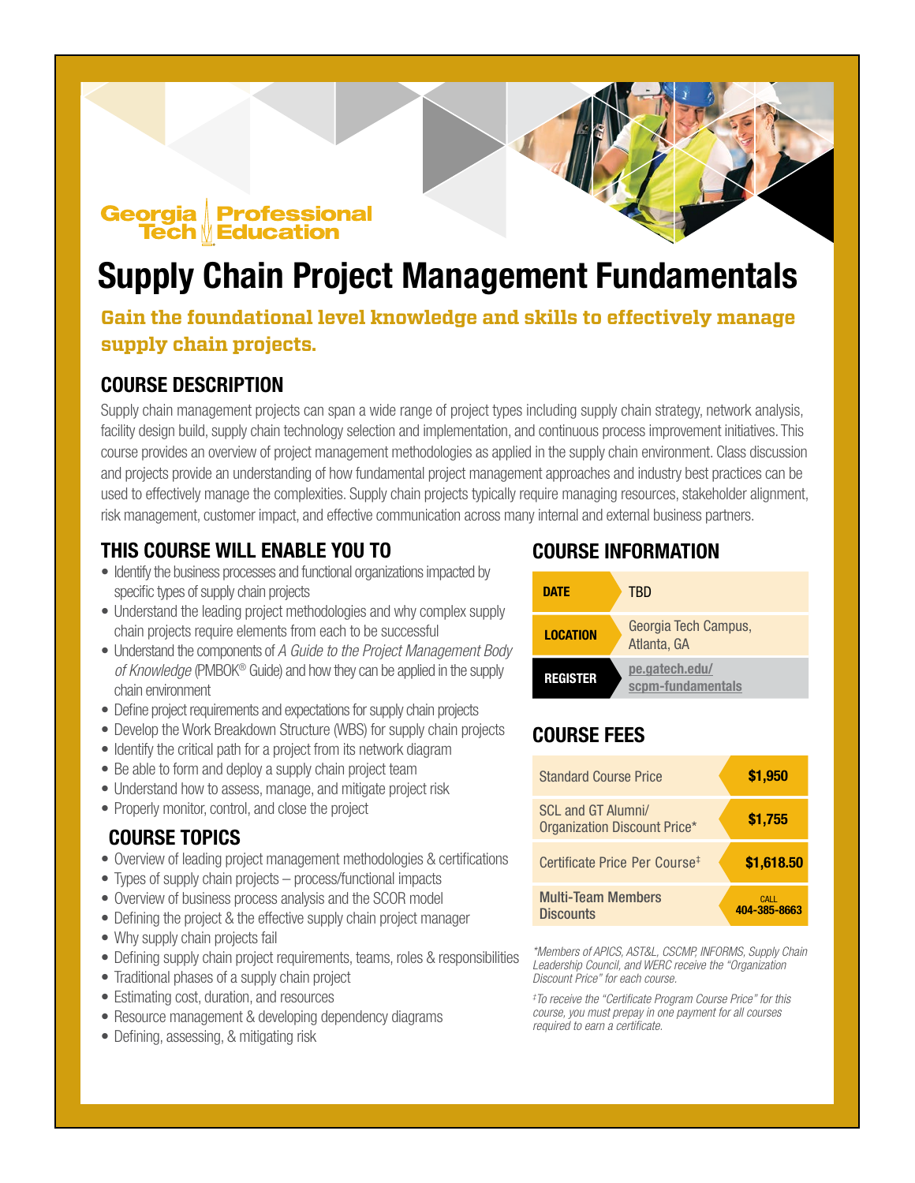Georgia Tech Professional Education

# Supply Chain Project Management Fundamentals

**Gain the foundational level knowledge and skills to effectively manage supply chain projects.**

## COURSE DESCRIPTION

Supply chain management projects can span a wide range of project types including supply chain strategy, network analysis, facility design build, supply chain technology selection and implementation, and continuous process improvement initiatives. This course provides an overview of project management methodologies as applied in the supply chain environment. Class discussion and projects provide an understanding of how fundamental project management approaches and industry best practices can be used to effectively manage the complexities. Supply chain projects typically require managing resources, stakeholder alignment, risk management, customer impact, and effective communication across many internal and external business partners.

## THIS COURSE WILL ENABLE YOU TO

- Identify the business processes and functional organizations impacted by specific types of supply chain projects
- Understand the leading project methodologies and why complex supply chain projects require elements from each to be successful
- Understand the components of *A Guide to the Project Management Body of Knowledge* (PMBOK® Guide) and how they can be applied in the supply chain environment
- Define project requirements and expectations for supply chain projects
- Develop the Work Breakdown Structure (WBS) for supply chain projects
- Identify the critical path for a project from its network diagram
- Be able to form and deploy a supply chain project team
- Understand how to assess, manage, and mitigate project risk
- Properly monitor, control, and close the project

## COURSE TOPICS

- Overview of leading project management methodologies & certifications
- Types of supply chain projects – process/functional impacts
- Overview of business process analysis and the SCOR model
- Defining the project & the effective supply chain project manager
- Why supply chain projects fail
- Defining supply chain project requirements, teams, roles & responsibilities
- Traditional phases of a supply chain project
- Estimating cost, duration, and resources
- Resource management & developing dependency diagrams
- Defining, assessing, & mitigating risk

## COURSE INFORMATION

| | |
|---|---|
| **DATE** | TBD |
| **LOCATION** | Georgia Tech Campus, Atlanta, GA |
| **REGISTER** | pe.gatech.edu/scpm-fundamentals |

## COURSE FEES

| | |
|---|---|
| Standard Course Price | **$1,950** |
| SCL and GT Alumni/ Organization Discount Price* | **$1,755** |
| Certificate Price Per Course‡ | **$1,618.50** |
| **Multi-Team Members Discounts** | CALL **404-385-8663** |

*\*Members of APICS, AST&L, CSCMP, INFORMS, Supply Chain Leadership Council, and WERC receive the "Organization Discount Price" for each course.*

*‡To receive the "Certificate Program Course Price" for this course, you must prepay in one payment for all courses required to earn a certificate.*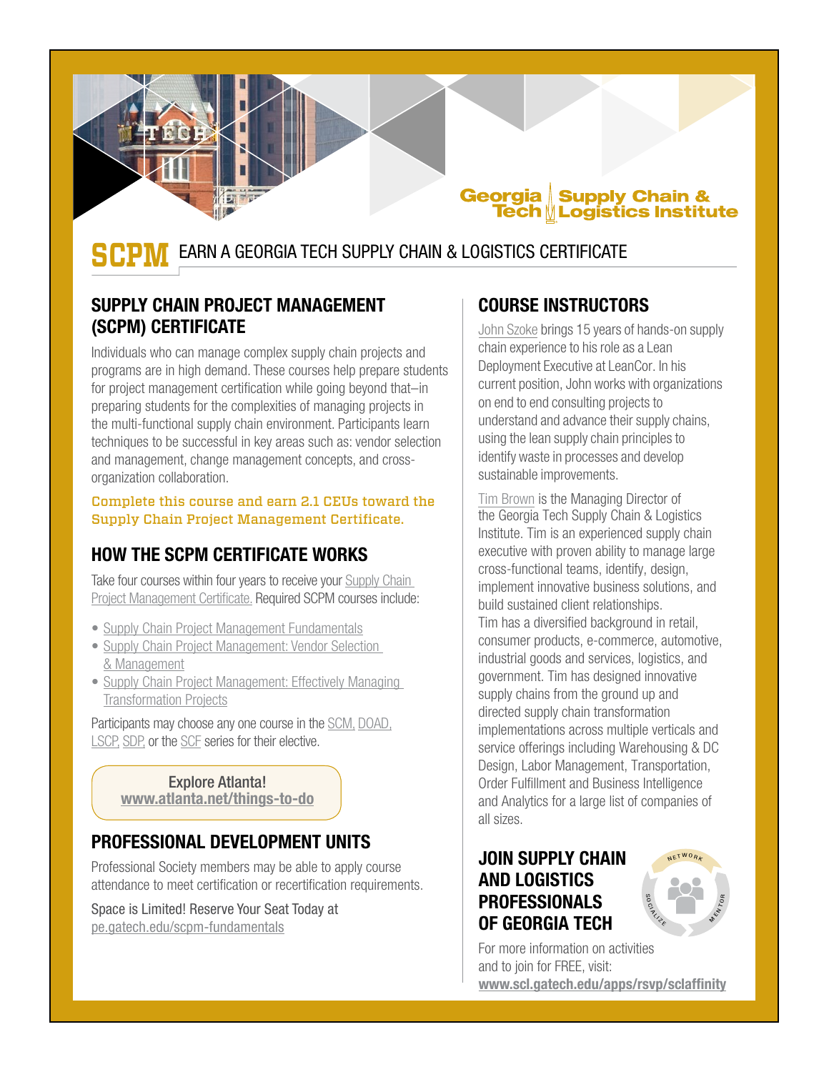Georgia Tech | Supply Chain & Logistics Institute

# SCPM EARN A GEORGIA TECH SUPPLY CHAIN & LOGISTICS CERTIFICATE

## SUPPLY CHAIN PROJECT MANAGEMENT (SCPM) CERTIFICATE

Individuals who can manage complex supply chain projects and programs are in high demand. These courses help prepare students for project management certification while going beyond that–in preparing students for the complexities of managing projects in the multi-functional supply chain environment. Participants learn techniques to be successful in key areas such as: vendor selection and management, change management concepts, and cross-organization collaboration.

**Complete this course and earn 2.1 CEUs toward the Supply Chain Project Management Certificate.**

## HOW THE SCPM CERTIFICATE WORKS

Take four courses within four years to receive your Supply Chain Project Management Certificate. Required SCPM courses include:

- Supply Chain Project Management Fundamentals
- Supply Chain Project Management: Vendor Selection & Management
- Supply Chain Project Management: Effectively Managing Transformation Projects

Participants may choose any one course in the SCM, DOAD, LSCP, SDP, or the SCF series for their elective.

Explore Atlanta!
**www.atlanta.net/things-to-do**

## PROFESSIONAL DEVELOPMENT UNITS

Professional Society members may be able to apply course attendance to meet certification or recertification requirements.

Space is Limited! Reserve Your Seat Today at
pe.gatech.edu/scpm-fundamentals

## COURSE INSTRUCTORS

John Szoke brings 15 years of hands-on supply chain experience to his role as a Lean Deployment Executive at LeanCor. In his current position, John works with organizations on end to end consulting projects to understand and advance their supply chains, using the lean supply chain principles to identify waste in processes and develop sustainable improvements.

Tim Brown is the Managing Director of the Georgia Tech Supply Chain & Logistics Institute. Tim is an experienced supply chain executive with proven ability to manage large cross-functional teams, identify, design, implement innovative business solutions, and build sustained client relationships. Tim has a diversified background in retail, consumer products, e-commerce, automotive, industrial goods and services, logistics, and government. Tim has designed innovative supply chains from the ground up and directed supply chain transformation implementations across multiple verticals and service offerings including Warehousing & DC Design, Labor Management, Transportation, Order Fulfillment and Business Intelligence and Analytics for a large list of companies of all sizes.

## JOIN SUPPLY CHAIN AND LOGISTICS PROFESSIONALS OF GEORGIA TECH

NETWORK
MENTOR
SOCIALIZE

For more information on activities and to join for FREE, visit:
**www.scl.gatech.edu/apps/rsvp/sclaffinity**